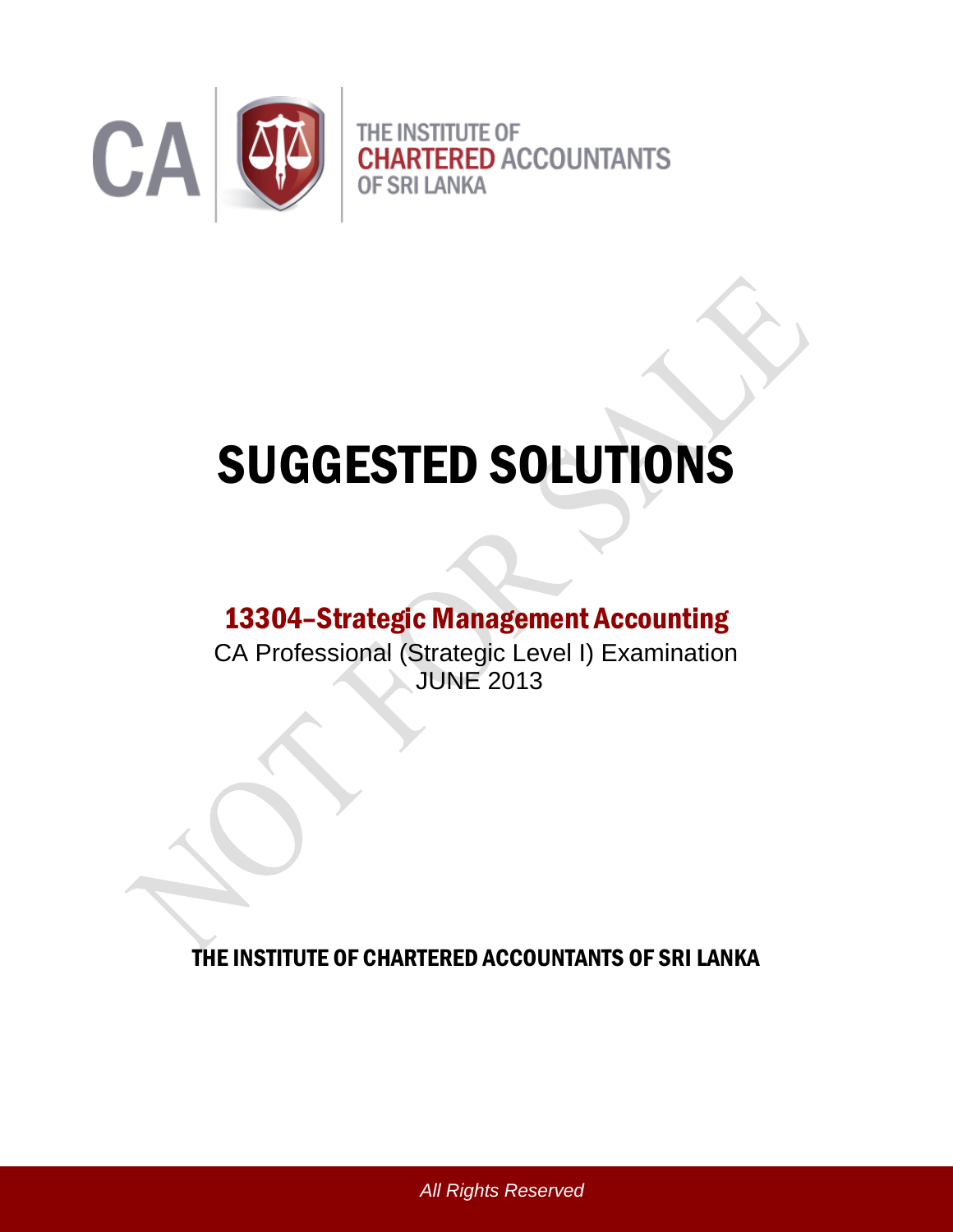CA | THE INSTITUTE OF CHARTERED ACCOUNTANTS OF SRI LANKA

# SUGGESTED SOLUTIONS

## 13304–Strategic Management Accounting

CA Professional (Strategic Level I) Examination
JUNE 2013

THE INSTITUTE OF CHARTERED ACCOUNTANTS OF SRI LANKA

*All Rights Reserved*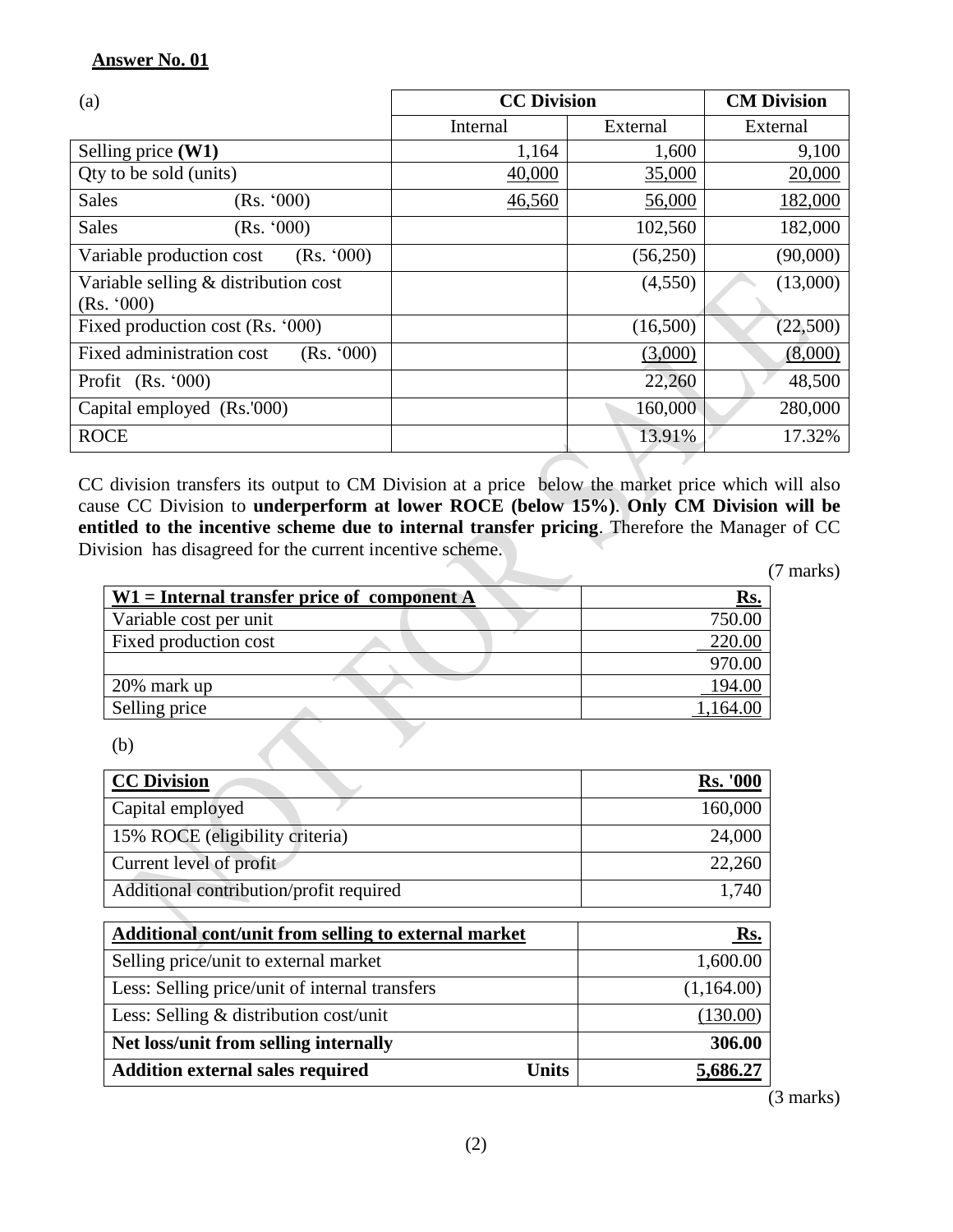**Answer No. 01**

| (a) | CC Division | | CM Division |
|---|---|---|---|
| | Internal | External | External |
| Selling price **(W1)** | 1,164 | 1,600 | 9,100 |
| Qty to be sold (units) | 40,000 | 35,000 | 20,000 |
| Sales (Rs. '000) | 46,560 | 56,000 | 182,000 |
| Sales (Rs. '000) | | 102,560 | 182,000 |
| Variable production cost (Rs. '000) | | (56,250) | (90,000) |
| Variable selling & distribution cost (Rs. '000) | | (4,550) | (13,000) |
| Fixed production cost (Rs. '000) | | (16,500) | (22,500) |
| Fixed administration cost (Rs. '000) | | (3,000) | (8,000) |
| Profit (Rs. '000) | | 22,260 | 48,500 |
| Capital employed (Rs.'000) | | 160,000 | 280,000 |
| ROCE | | 13.91% | 17.32% |

CC division transfers its output to CM Division at a price below the market price which will also cause CC Division to **underperform at lower ROCE (below 15%)**. **Only CM Division will be entitled to the incentive scheme due to internal transfer pricing**. Therefore the Manager of CC Division has disagreed for the current incentive scheme.

(7 marks)

| **W1 = Internal transfer price of component A** | **Rs.** |
|---|---|
| Variable cost per unit | 750.00 |
| Fixed production cost | 220.00 |
| | 970.00 |
| 20% mark up | 194.00 |
| Selling price | 1,164.00 |

(b)

| **CC Division** | **Rs. '000** |
|---|---|
| Capital employed | 160,000 |
| 15% ROCE (eligibility criteria) | 24,000 |
| Current level of profit | 22,260 |
| Additional contribution/profit required | 1,740 |

| **Additional cont/unit from selling to external market** | | **Rs.** |
|---|---|---|
| Selling price/unit to external market | | 1,600.00 |
| Less: Selling price/unit of internal transfers | | (1,164.00) |
| Less: Selling & distribution cost/unit | | (130.00) |
| **Net loss/unit from selling internally** | | **306.00** |
| **Addition external sales required** | **Units** | **5,686.27** |

(3 marks)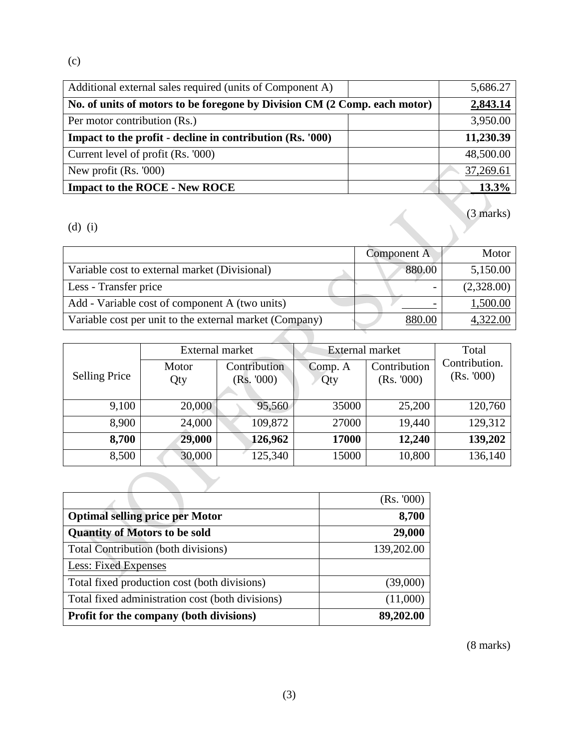(c)

| | | |
|---|---|---|
| Additional external sales required (units of Component A) | | 5,686.27 |
| **No. of units of motors to be foregone by Division CM (2 Comp. each motor)** | | **2,843.14** |
| Per motor contribution (Rs.) | | 3,950.00 |
| **Impact to the profit - decline in contribution (Rs. '000)** | | **11,230.39** |
| Current level of profit (Rs. '000) | | 48,500.00 |
| New profit (Rs. '000) | | 37,269.61 |
| **Impact to the ROCE - New ROCE** | | **13.3%** |

(3 marks)

(d) (i)

| | Component A | Motor |
|---|---|---|
| Variable cost to external market (Divisional) | 880.00 | 5,150.00 |
| Less - Transfer price | - | (2,328.00) |
| Add - Variable cost of component A (two units) | - | 1,500.00 |
| Variable cost per unit to the external market (Company) | 880.00 | 4,322.00 |

| Selling Price | External market | | External market | | Total Contribution. (Rs. '000) |
|---|---|---|---|---|---|
| | Motor Qty | Contribution (Rs. '000) | Comp. A Qty | Contribution (Rs. '000) | |
| 9,100 | 20,000 | 95,560 | 35000 | 25,200 | 120,760 |
| 8,900 | 24,000 | 109,872 | 27000 | 19,440 | 129,312 |
| **8,700** | **29,000** | **126,962** | **17000** | **12,240** | **139,202** |
| 8,500 | 30,000 | 125,340 | 15000 | 10,800 | 136,140 |

| | (Rs. '000) |
|---|---|
| **Optimal selling price per Motor** | **8,700** |
| **Quantity of Motors to be sold** | **29,000** |
| Total Contribution (both divisions) | 139,202.00 |
| Less: Fixed Expenses | |
| Total fixed production cost (both divisions) | (39,000) |
| Total fixed administration cost (both divisions) | (11,000) |
| **Profit for the company (both divisions)** | **89,202.00** |

(8 marks)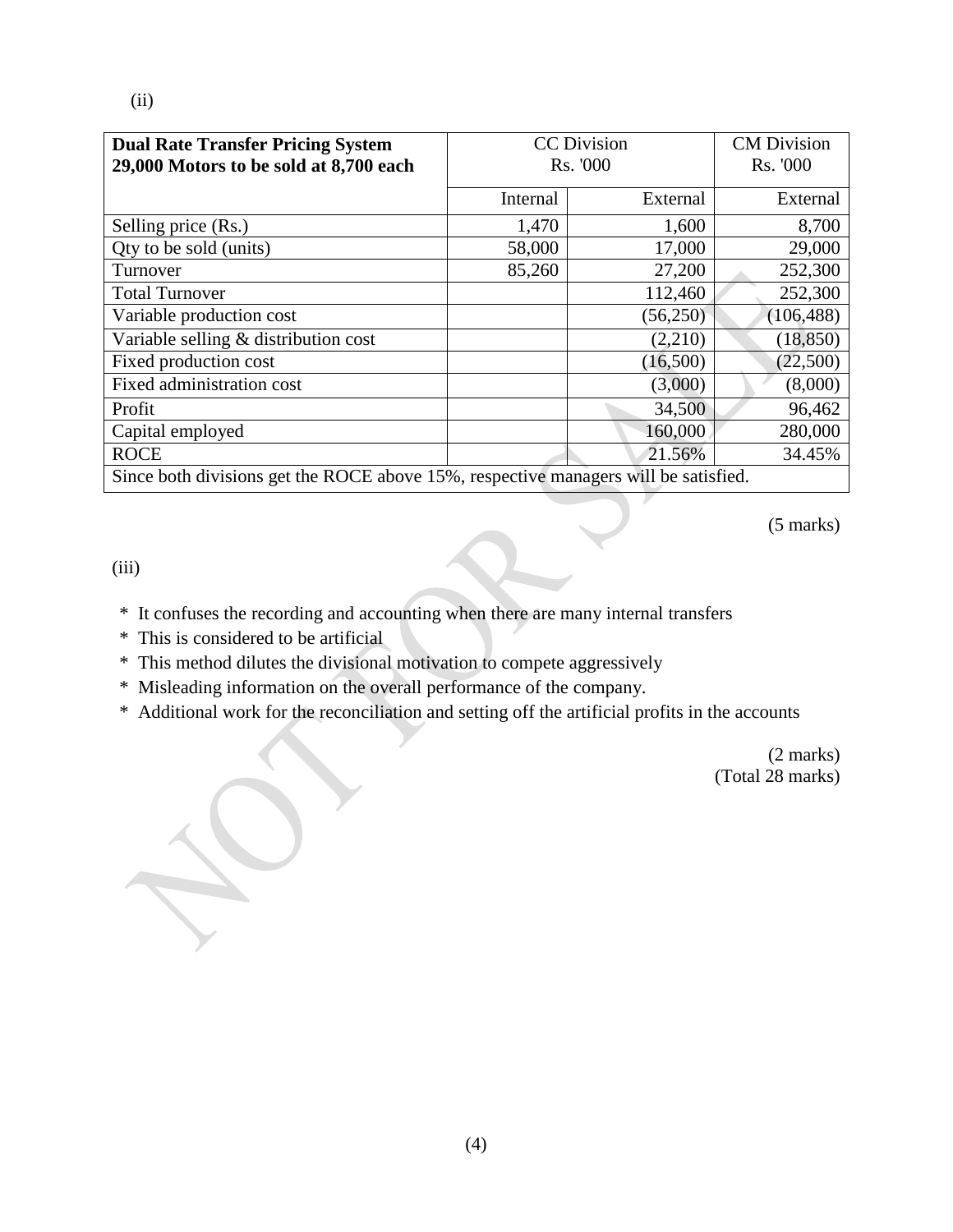(ii)

| Dual Rate Transfer Pricing System<br>**29,000 Motors to be sold at 8,700 each** | CC Division<br>Rs. '000 | | CM Division<br>Rs. '000 |
|---|---|---|---|
| | Internal | External | External |
| Selling price (Rs.) | 1,470 | 1,600 | 8,700 |
| Qty to be sold (units) | 58,000 | 17,000 | 29,000 |
| Turnover | 85,260 | 27,200 | 252,300 |
| Total Turnover | | 112,460 | 252,300 |
| Variable production cost | | (56,250) | (106,488) |
| Variable selling & distribution cost | | (2,210) | (18,850) |
| Fixed production cost | | (16,500) | (22,500) |
| Fixed administration cost | | (3,000) | (8,000) |
| Profit | | 34,500 | 96,462 |
| Capital employed | | 160,000 | 280,000 |
| ROCE | | 21.56% | 34.45% |
| Since both divisions get the ROCE above 15%, respective managers will be satisfied. | | | |

(5 marks)

(iii)

* It confuses the recording and accounting when there are many internal transfers
* This is considered to be artificial
* This method dilutes the divisional motivation to compete aggressively
* Misleading information on the overall performance of the company.
* Additional work for the reconciliation and setting off the artificial profits in the accounts

(2 marks)
(Total 28 marks)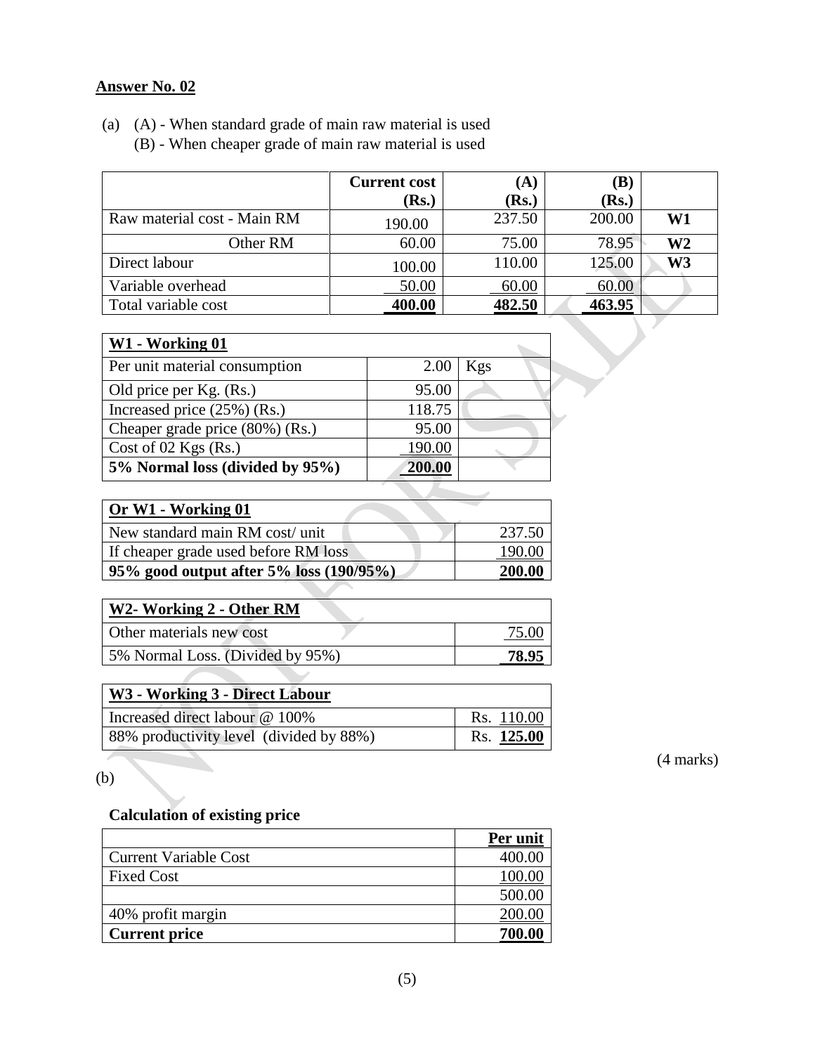## Answer No. 02

(a) (A) - When standard grade of main raw material is used
(B) - When cheaper grade of main raw material is used

| | Current cost (Rs.) | (A) (Rs.) | (B) (Rs.) | |
|---|---|---|---|---|
| Raw material cost - Main RM | 190.00 | 237.50 | 200.00 | **W1** |
| Other RM | 60.00 | 75.00 | 78.95 | **W2** |
| Direct labour | 100.00 | 110.00 | 125.00 | **W3** |
| Variable overhead | 50.00 | 60.00 | 60.00 | |
| Total variable cost | **400.00** | **482.50** | **463.95** | |

| **W1 - Working 01** | | |
|---|---|---|
| Per unit material consumption | 2.00 | Kgs |
| Old price per Kg. (Rs.) | 95.00 | |
| Increased price (25%) (Rs.) | 118.75 | |
| Cheaper grade price (80%) (Rs.) | 95.00 | |
| Cost of 02 Kgs (Rs.) | 190.00 | |
| **5% Normal loss (divided by 95%)** | **200.00** | |

| **Or W1 - Working 01** | |
|---|---|
| New standard main RM cost/ unit | 237.50 |
| If cheaper grade used before RM loss | 190.00 |
| **95% good output after 5% loss (190/95%)** | **200.00** |

| **W2- Working 2 - Other RM** | |
|---|---|
| Other materials new cost | 75.00 |
| 5% Normal Loss. (Divided by 95%) | **78.95** |

| **W3 - Working 3 - Direct Labour** | |
|---|---|
| Increased direct labour @ 100% | Rs. 110.00 |
| 88% productivity level (divided by 88%) | Rs. **125.00** |

(4 marks)

(b)

**Calculation of existing price**

| | **Per unit** |
|---|---|
| Current Variable Cost | 400.00 |
| Fixed Cost | 100.00 |
| | 500.00 |
| 40% profit margin | 200.00 |
| **Current price** | **700.00** |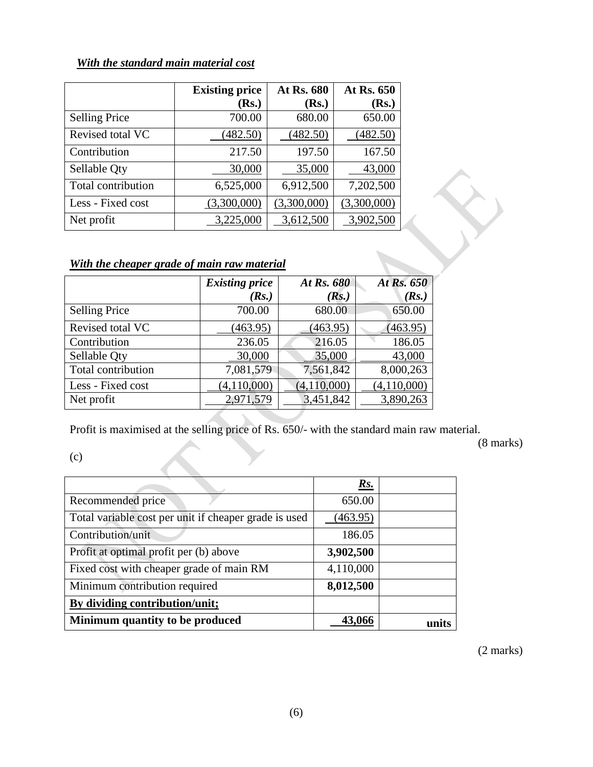***With the standard main material cost***

| | **Existing price (Rs.)** | **At Rs. 680 (Rs.)** | **At Rs. 650 (Rs.)** |
|---|---|---|---|
| Selling Price | 700.00 | 680.00 | 650.00 |
| Revised total VC | (482.50) | (482.50) | (482.50) |
| Contribution | 217.50 | 197.50 | 167.50 |
| Sellable Qty | 30,000 | 35,000 | 43,000 |
| Total contribution | 6,525,000 | 6,912,500 | 7,202,500 |
| Less - Fixed cost | (3,300,000) | (3,300,000) | (3,300,000) |
| Net profit | 3,225,000 | 3,612,500 | 3,902,500 |

***With the cheaper grade of main raw material***

| | ***Existing price (Rs.)*** | ***At Rs. 680 (Rs.)*** | ***At Rs. 650 (Rs.)*** |
|---|---|---|---|
| Selling Price | 700.00 | 680.00 | 650.00 |
| Revised total VC | (463.95) | (463.95) | (463.95) |
| Contribution | 236.05 | 216.05 | 186.05 |
| Sellable Qty | 30,000 | 35,000 | 43,000 |
| Total contribution | 7,081,579 | 7,561,842 | 8,000,263 |
| Less - Fixed cost | (4,110,000) | (4,110,000) | (4,110,000) |
| Net profit | 2,971,579 | 3,451,842 | 3,890,263 |

Profit is maximised at the selling price of Rs. 650/- with the standard main raw material.

(8 marks)

(c)

| | ***Rs.*** | |
|---|---|---|
| Recommended price | 650.00 | |
| Total variable cost per unit if cheaper grade is used | (463.95) | |
| Contribution/unit | 186.05 | |
| Profit at optimal profit per (b) above | **3,902,500** | |
| Fixed cost with cheaper grade of main RM | 4,110,000 | |
| Minimum contribution required | **8,012,500** | |
| **By dividing contribution/unit;** | | |
| **Minimum quantity to be produced** | **43,066** | **units** |

(2 marks)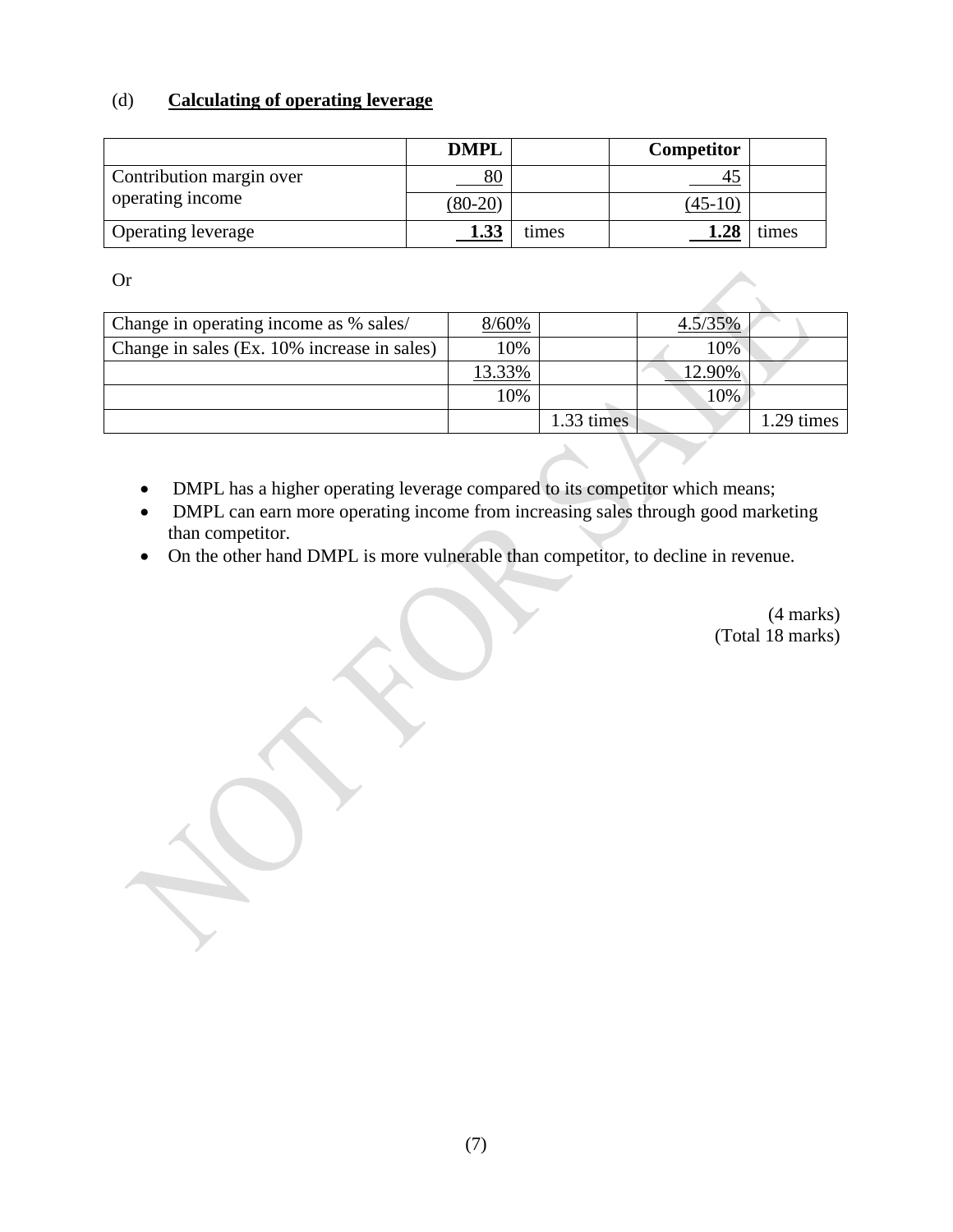(d) **Calculating of operating leverage**

| | **DMPL** | | **Competitor** | |
|---|---|---|---|---|
| Contribution margin over operating income | 80 | | 45 | |
| | (80-20) | | (45-10) | |
| Operating leverage | **1.33** | times | **1.28** | times |

Or

| | | | | |
|---|---|---|---|---|
| Change in operating income as % sales/ | 8/60% | | 4.5/35% | |
| Change in sales (Ex. 10% increase in sales) | 10% | | 10% | |
| | 13.33% | | 12.90% | |
| | 10% | | 10% | |
| | | 1.33 times | | 1.29 times |

- DMPL has a higher operating leverage compared to its competitor which means;
- DMPL can earn more operating income from increasing sales through good marketing than competitor.
- On the other hand DMPL is more vulnerable than competitor, to decline in revenue.

(4 marks)
(Total 18 marks)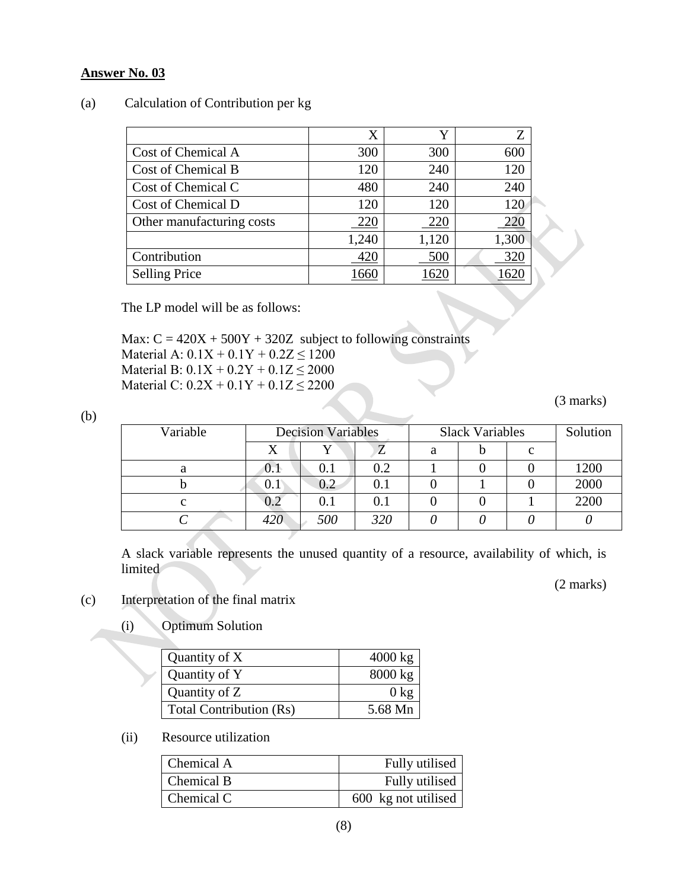**Answer No. 03**

(a) Calculation of Contribution per kg

| | X | Y | Z |
|---|---|---|---|
| Cost of Chemical A | 300 | 300 | 600 |
| Cost of Chemical B | 120 | 240 | 120 |
| Cost of Chemical C | 480 | 240 | 240 |
| Cost of Chemical D | 120 | 120 | 120 |
| Other manufacturing costs | 220 | 220 | 220 |
| | 1,240 | 1,120 | 1,300 |
| Contribution | 420 | 500 | 320 |
| Selling Price | 1660 | 1620 | 1620 |

The LP model will be as follows:

Max: $C = 420X + 500Y + 320Z$ subject to following constraints
Material A: $0.1X + 0.1Y + 0.2Z \leq 1200$
Material B: $0.1X + 0.2Y + 0.1Z \leq 2000$
Material C: $0.2X + 0.1Y + 0.1Z \leq 2200$

(3 marks)

(b)

| Variable | Decision Variables | | | Slack Variables | | | Solution |
|---|---|---|---|---|---|---|---|
| | X | Y | Z | a | b | c | |
| a | 0.1 | 0.1 | 0.2 | 1 | 0 | 0 | 1200 |
| b | 0.1 | 0.2 | 0.1 | 0 | 1 | 0 | 2000 |
| c | 0.2 | 0.1 | 0.1 | 0 | 0 | 1 | 2200 |
| *C* | *420* | *500* | *320* | *0* | *0* | *0* | *0* |

A slack variable represents the unused quantity of a resource, availability of which, is limited

(2 marks)

(c) Interpretation of the final matrix

(i) Optimum Solution

| | |
|---|---|
| Quantity of X | 4000 kg |
| Quantity of Y | 8000 kg |
| Quantity of Z | 0 kg |
| Total Contribution (Rs) | 5.68 Mn |

(ii) Resource utilization

| | |
|---|---|
| Chemical A | Fully utilised |
| Chemical B | Fully utilised |
| Chemical C | 600 kg not utilised |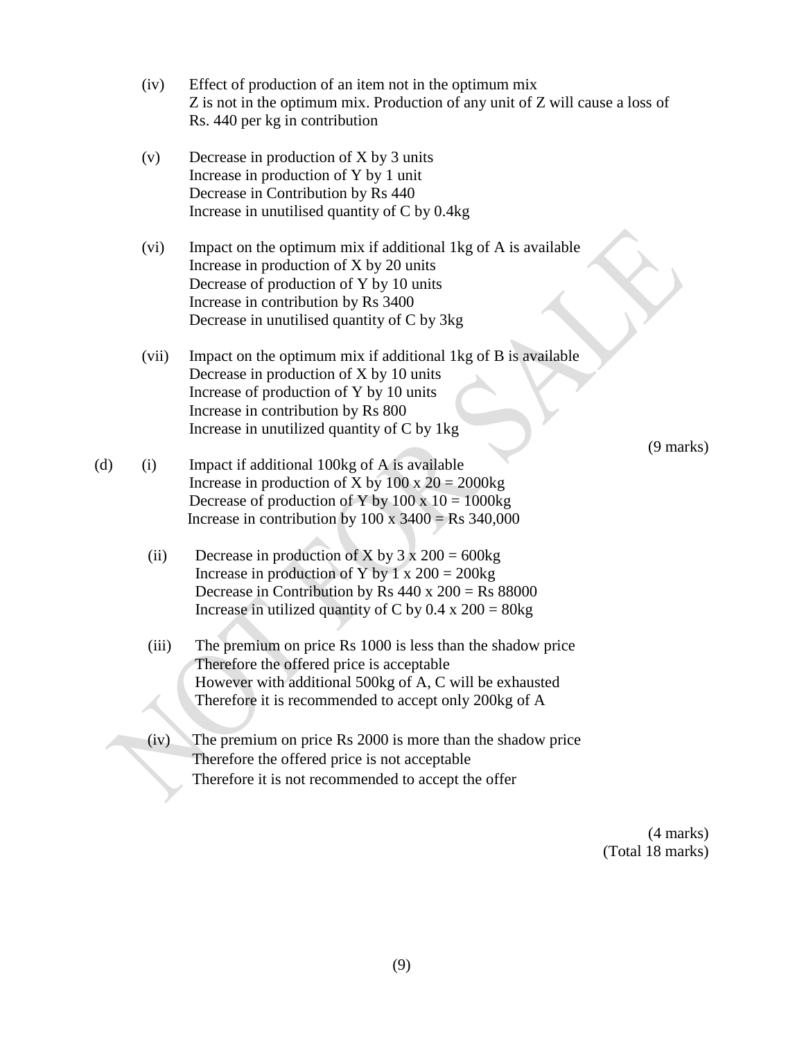(iv) Effect of production of an item not in the optimum mix
Z is not in the optimum mix. Production of any unit of Z will cause a loss of Rs. 440 per kg in contribution

(v) Decrease in production of X by 3 units
Increase in production of Y by 1 unit
Decrease in Contribution by Rs 440
Increase in unutilised quantity of C by 0.4kg

(vi) Impact on the optimum mix if additional 1kg of A is available
Increase in production of X by 20 units
Decrease of production of Y by 10 units
Increase in contribution by Rs 3400
Decrease in unutilised quantity of C by 3kg

(vii) Impact on the optimum mix if additional 1kg of B is available
Decrease in production of X by 10 units
Increase of production of Y by 10 units
Increase in contribution by Rs 800
Increase in unutilized quantity of C by 1kg

(9 marks)

(d) (i) Impact if additional 100kg of A is available
Increase in production of X by 100 x 20 = 2000kg
Decrease of production of Y by 100 x 10 = 1000kg
Increase in contribution by 100 x 3400 = Rs 340,000

(ii) Decrease in production of X by 3 x 200 = 600kg
Increase in production of Y by 1 x 200 = 200kg
Decrease in Contribution by Rs 440 x 200 = Rs 88000
Increase in utilized quantity of C by 0.4 x 200 = 80kg

(iii) The premium on price Rs 1000 is less than the shadow price
Therefore the offered price is acceptable
However with additional 500kg of A, C will be exhausted
Therefore it is recommended to accept only 200kg of A

(iv) The premium on price Rs 2000 is more than the shadow price
Therefore the offered price is not acceptable
Therefore it is not recommended to accept the offer

(4 marks)
(Total 18 marks)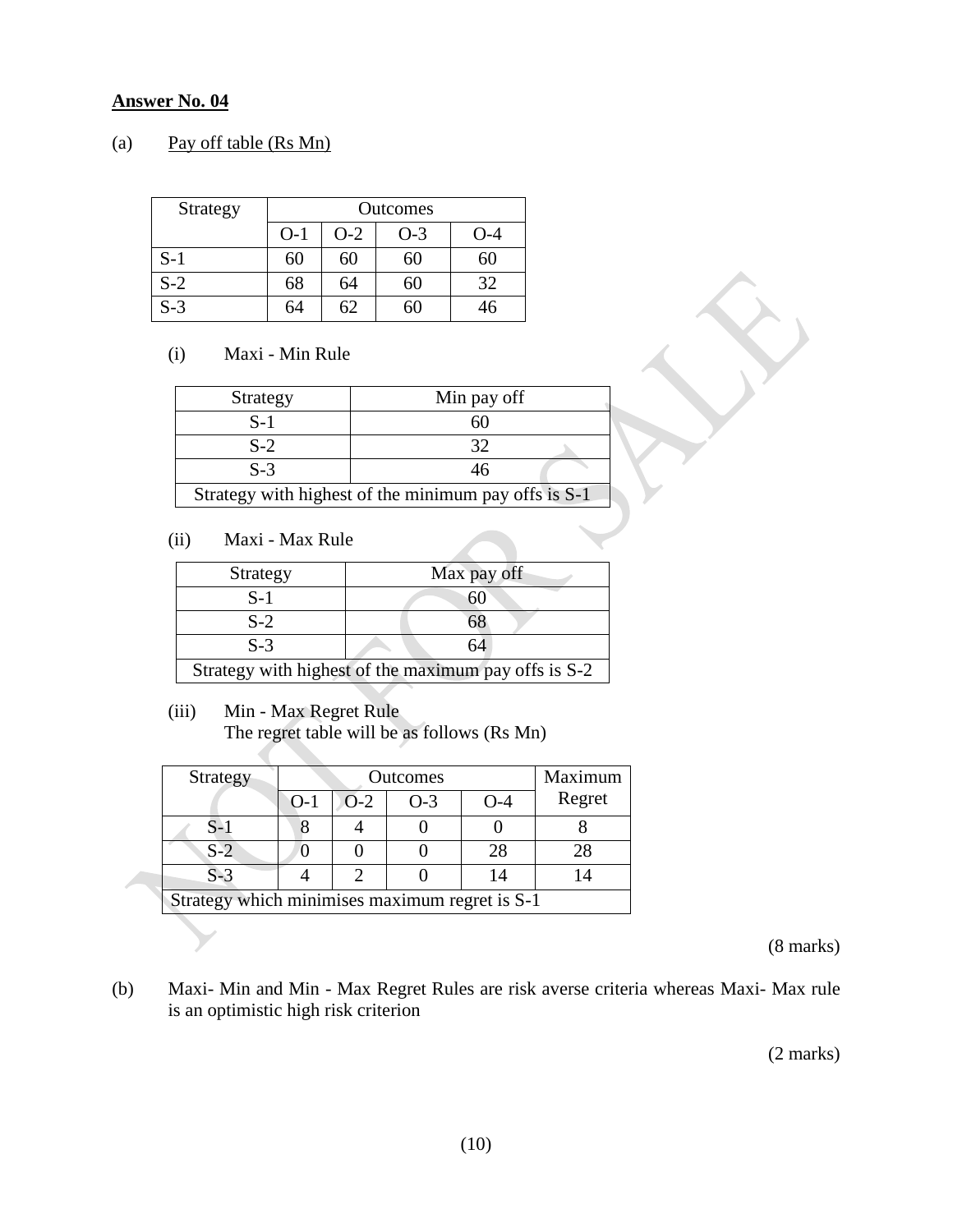**Answer No. 04**

(a) Pay off table (Rs Mn)

| Strategy | Outcomes | | | |
|---|---|---|---|---|
| | O-1 | O-2 | O-3 | O-4 |
| S-1 | 60 | 60 | 60 | 60 |
| S-2 | 68 | 64 | 60 | 32 |
| S-3 | 64 | 62 | 60 | 46 |

(i) Maxi - Min Rule

| Strategy | Min pay off |
|---|---|
| S-1 | 60 |
| S-2 | 32 |
| S-3 | 46 |
| Strategy with highest of the minimum pay offs is S-1 | |

(ii) Maxi - Max Rule

| Strategy | Max pay off |
|---|---|
| S-1 | 60 |
| S-2 | 68 |
| S-3 | 64 |
| Strategy with highest of the maximum pay offs is S-2 | |

(iii) Min - Max Regret Rule
The regret table will be as follows (Rs Mn)

| Strategy | Outcomes | | | | Maximum Regret |
|---|---|---|---|---|---|
| | O-1 | O-2 | O-3 | O-4 | |
| S-1 | 8 | 4 | 0 | 0 | 8 |
| S-2 | 0 | 0 | 0 | 28 | 28 |
| S-3 | 4 | 2 | 0 | 14 | 14 |
| Strategy which minimises maximum regret is S-1 | | | | | |

(8 marks)

(b) Maxi- Min and Min - Max Regret Rules are risk averse criteria whereas Maxi- Max rule is an optimistic high risk criterion

(2 marks)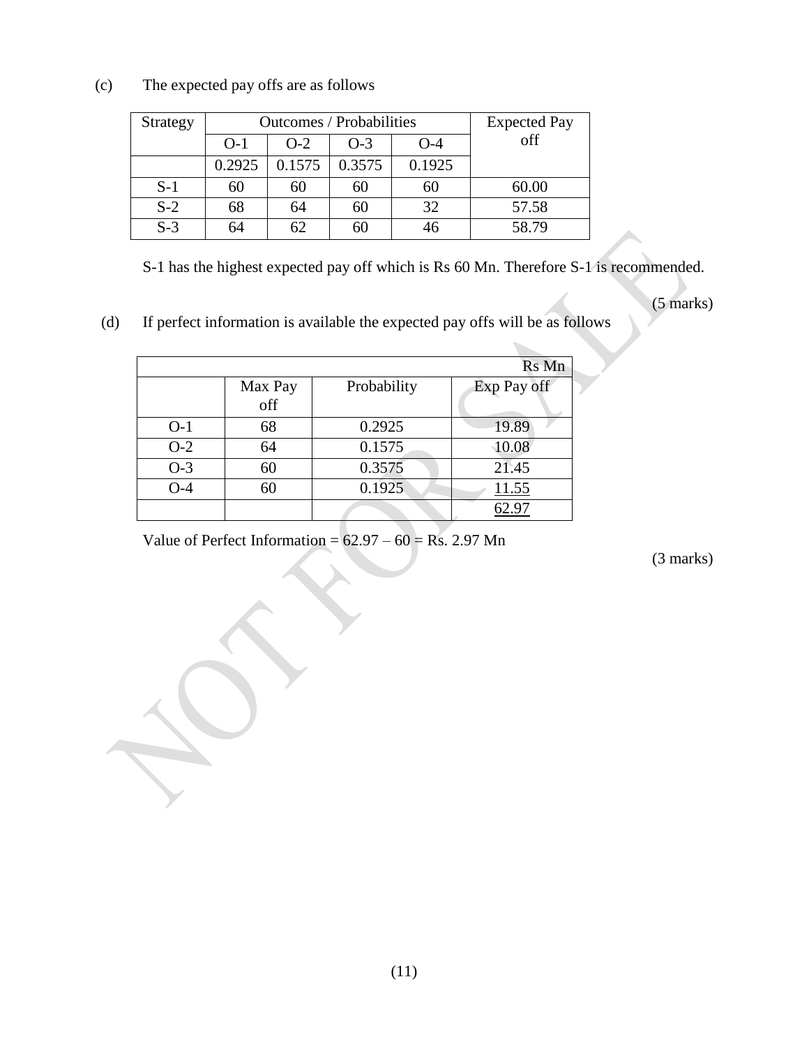(c) The expected pay offs are as follows

| Strategy | Outcomes / Probabilities | | | | Expected Pay off |
|---|---|---|---|---|---|
| | O-1 | O-2 | O-3 | O-4 | |
| | 0.2925 | 0.1575 | 0.3575 | 0.1925 | |
| S-1 | 60 | 60 | 60 | 60 | 60.00 |
| S-2 | 68 | 64 | 60 | 32 | 57.58 |
| S-3 | 64 | 62 | 60 | 46 | 58.79 |

S-1 has the highest expected pay off which is Rs 60 Mn. Therefore S-1 is recommended.

(5 marks)

(d) If perfect information is available the expected pay offs will be as follows

| | | | Rs Mn |
|---|---|---|---|
| | Max Pay off | Probability | Exp Pay off |
| O-1 | 68 | 0.2925 | 19.89 |
| O-2 | 64 | 0.1575 | 10.08 |
| O-3 | 60 | 0.3575 | 21.45 |
| O-4 | 60 | 0.1925 | 11.55 |
| | | | 62.97 |

Value of Perfect Information = 62.97 – 60 = Rs. 2.97 Mn

(3 marks)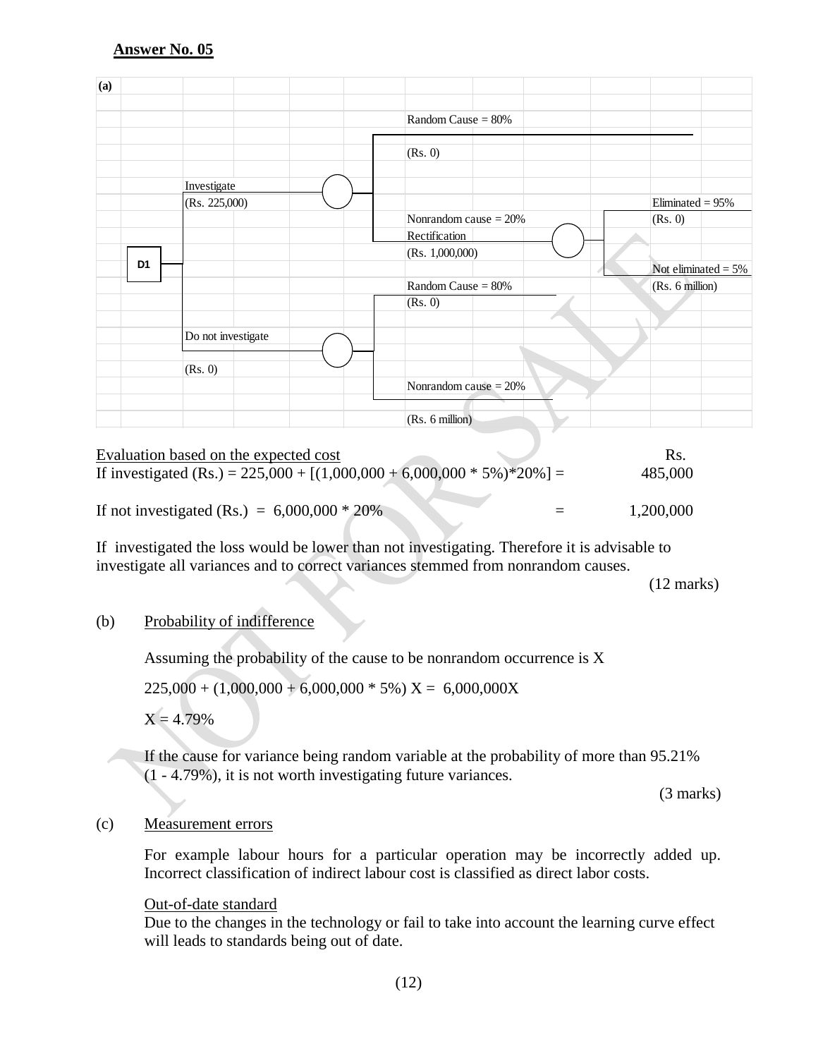**Answer No. 05**

**(a)**

| | | | | |
|---|---|---|---|---|
| D1 | Investigate (Rs. 225,000) | Random Cause = 80% (Rs. 0) | | |
| | | Nonrandom cause = 20% Rectification (Rs. 1,000,000) | Eliminated = 95% (Rs. 0) | |
| | | | Not eliminated = 5% (Rs. 6 million) | |
| | Do not investigate (Rs. 0) | Random Cause = 80% (Rs. 0) | | |
| | | Nonrandom cause = 20% (Rs. 6 million) | | |

Evaluation based on the expected cost — Rs.

If investigated (Rs.) = 225,000 + [(1,000,000 + 6,000,000 * 5%)*20%] = 485,000

If not investigated (Rs.) = 6,000,000 * 20% = 1,200,000

If investigated the loss would be lower than not investigating. Therefore it is advisable to investigate all variances and to correct variances stemmed from nonrandom causes.

(12 marks)

(b) Probability of indifference

Assuming the probability of the cause to be nonrandom occurrence is X

225,000 + (1,000,000 + 6,000,000 * 5%) X = 6,000,000X

X = 4.79%

If the cause for variance being random variable at the probability of more than 95.21% (1 - 4.79%), it is not worth investigating future variances.

(3 marks)

(c) Measurement errors

For example labour hours for a particular operation may be incorrectly added up. Incorrect classification of indirect labour cost is classified as direct labor costs.

Out-of-date standard

Due to the changes in the technology or fail to take into account the learning curve effect will leads to standards being out of date.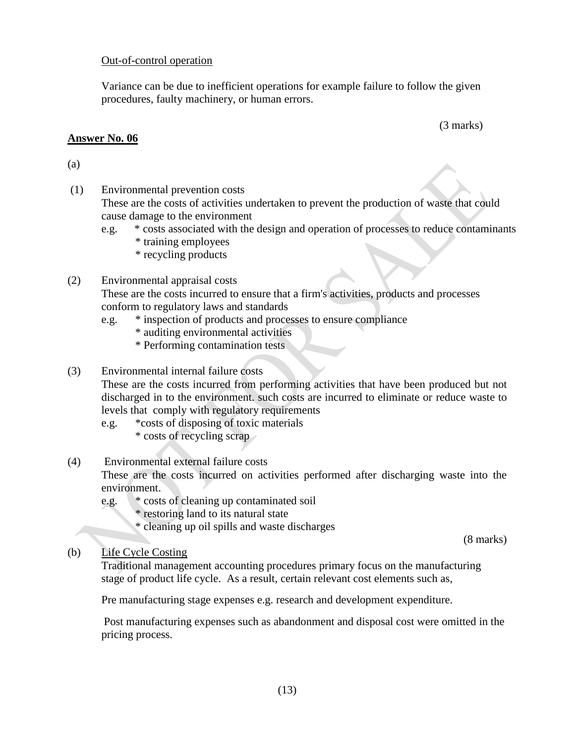Out-of-control operation

Variance can be due to inefficient operations for example failure to follow the given procedures, faulty machinery, or human errors.

(3 marks)

**Answer No. 06**

(a)

(1) Environmental prevention costs

These are the costs of activities undertaken to prevent the production of waste that could cause damage to the environment

e.g. * costs associated with the design and operation of processes to reduce contaminants
* training employees
* recycling products

(2) Environmental appraisal costs

These are the costs incurred to ensure that a firm's activities, products and processes conform to regulatory laws and standards

e.g. * inspection of products and processes to ensure compliance
* auditing environmental activities
* Performing contamination tests

(3) Environmental internal failure costs

These are the costs incurred from performing activities that have been produced but not discharged in to the environment. such costs are incurred to eliminate or reduce waste to levels that comply with regulatory requirements

e.g. *costs of disposing of toxic materials
* costs of recycling scrap

(4) Environmental external failure costs

These are the costs incurred on activities performed after discharging waste into the environment.

e.g. * costs of cleaning up contaminated soil
* restoring land to its natural state
* cleaning up oil spills and waste discharges

(8 marks)

(b) Life Cycle Costing

Traditional management accounting procedures primary focus on the manufacturing stage of product life cycle. As a result, certain relevant cost elements such as,

Pre manufacturing stage expenses e.g. research and development expenditure.

Post manufacturing expenses such as abandonment and disposal cost were omitted in the pricing process.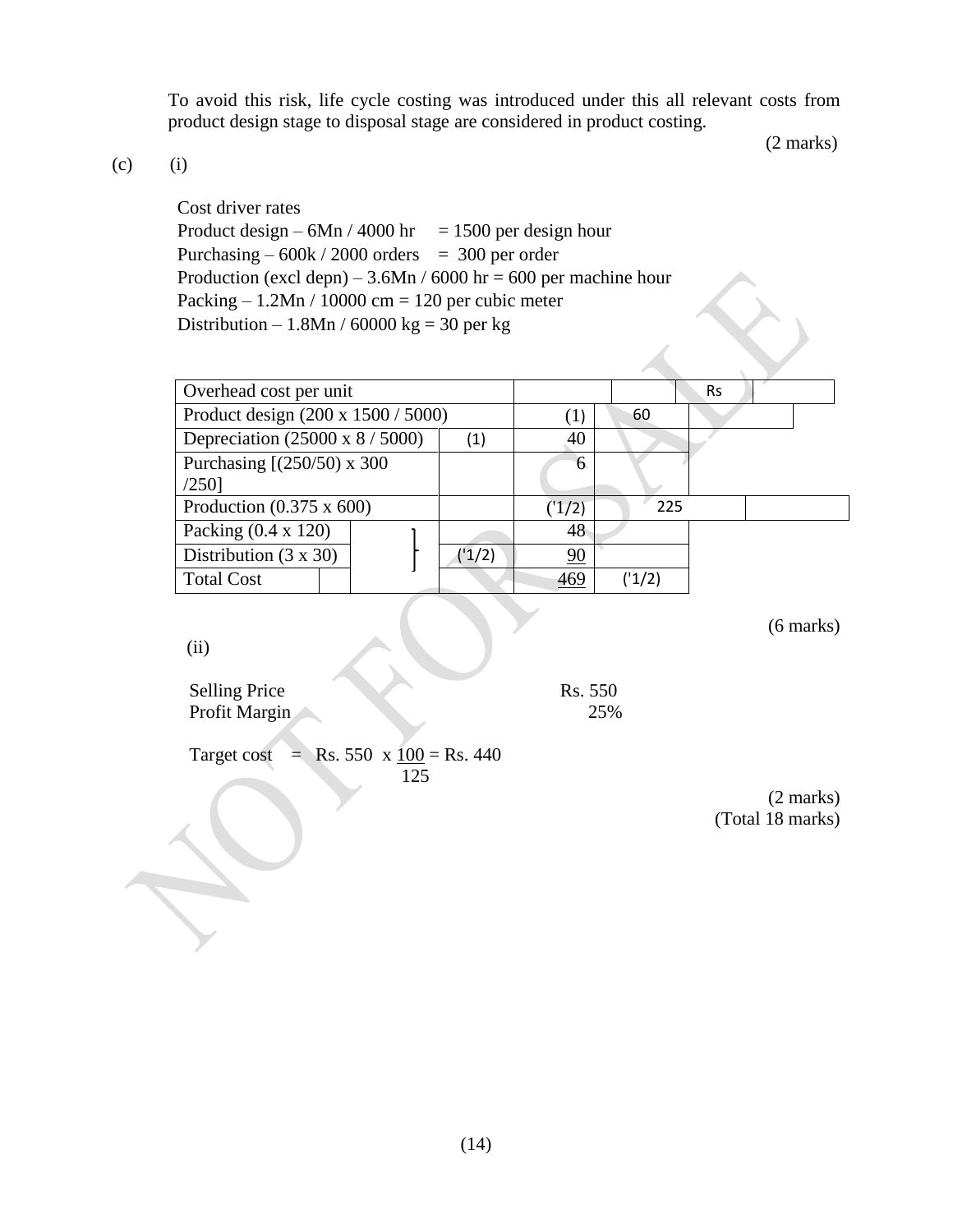To avoid this risk, life cycle costing was introduced under this all relevant costs from product design stage to disposal stage are considered in product costing.

(2 marks)

(c) (i)

Cost driver rates

Product design – 6Mn / 4000 hr = 1500 per design hour

Purchasing – 600k / 2000 orders = 300 per order

Production (excl depn) – 3.6Mn / 6000 hr = 600 per machine hour

Packing – 1.2Mn / 10000 cm = 120 per cubic meter

Distribution – 1.8Mn / 60000 kg = 30 per kg

| Overhead cost per unit | | | Rs |
|---|---|---|---|
| Product design (200 x 1500 / 5000) | | (1) | 60 |
| Depreciation (25000 x 8 / 5000) | (1) | | 40 |
| Purchasing [(250/50) x 300 /250] | | | 6 |
| Production (0.375 x 600) | | ('1/2) | 225 |
| Packing (0.4 x 120) | | | 48 |
| Distribution (3 x 30) | ('1/2) | | 90 |
| Total Cost | | ('1/2) | 469 |

(6 marks)

(ii)

Selling Price Rs. 550

Profit Margin 25%

Target cost = Rs. 550 x $\frac{100}{125}$ = Rs. 440

(2 marks)

(Total 18 marks)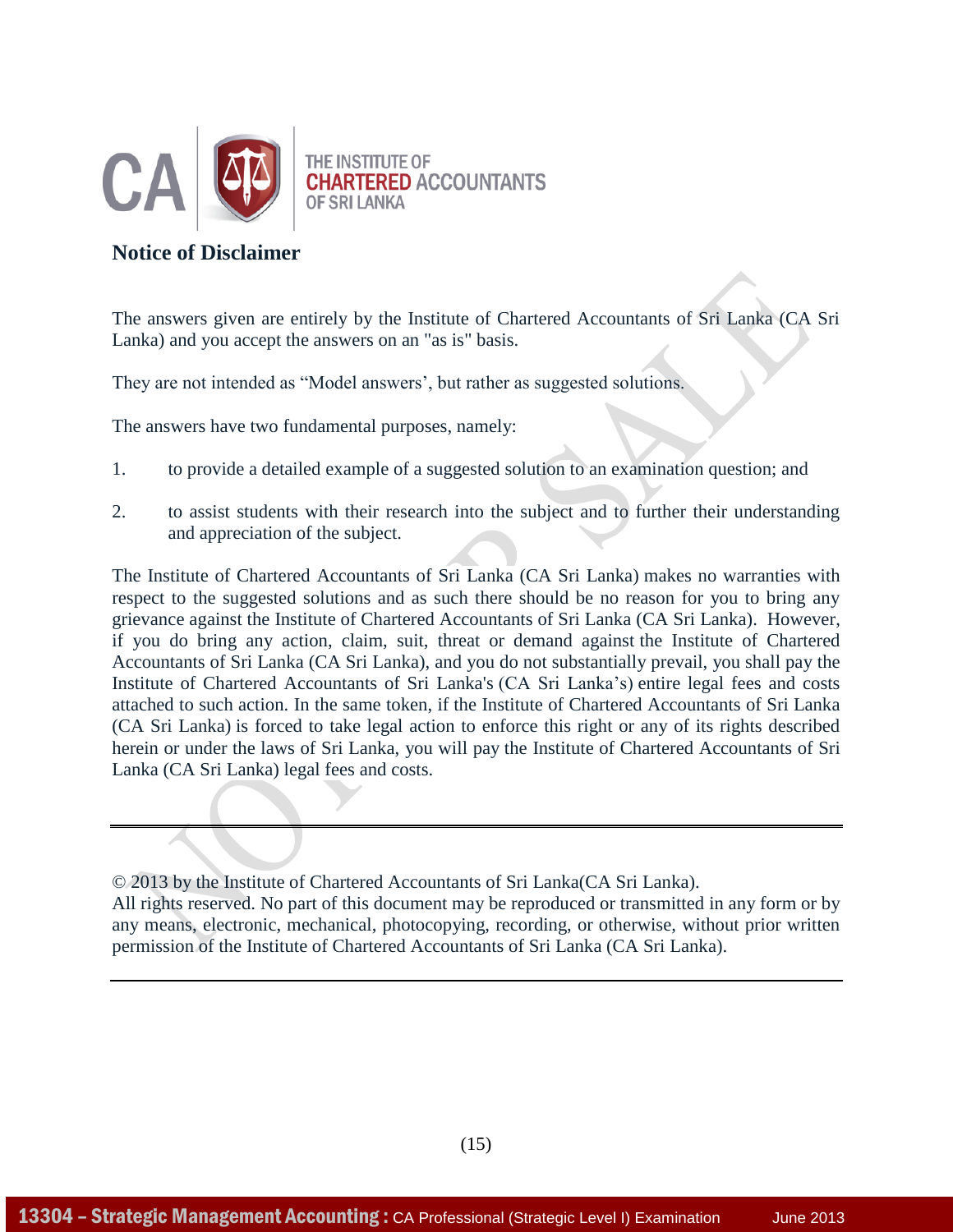THE INSTITUTE OF CHARTERED ACCOUNTANTS OF SRI LANKA

## Notice of Disclaimer

The answers given are entirely by the Institute of Chartered Accountants of Sri Lanka (CA Sri Lanka) and you accept the answers on an "as is" basis.

They are not intended as "Model answers', but rather as suggested solutions.

The answers have two fundamental purposes, namely:

1. to provide a detailed example of a suggested solution to an examination question; and
2. to assist students with their research into the subject and to further their understanding and appreciation of the subject.

The Institute of Chartered Accountants of Sri Lanka (CA Sri Lanka) makes no warranties with respect to the suggested solutions and as such there should be no reason for you to bring any grievance against the Institute of Chartered Accountants of Sri Lanka (CA Sri Lanka). However, if you do bring any action, claim, suit, threat or demand against the Institute of Chartered Accountants of Sri Lanka (CA Sri Lanka), and you do not substantially prevail, you shall pay the Institute of Chartered Accountants of Sri Lanka's (CA Sri Lanka's) entire legal fees and costs attached to such action. In the same token, if the Institute of Chartered Accountants of Sri Lanka (CA Sri Lanka) is forced to take legal action to enforce this right or any of its rights described herein or under the laws of Sri Lanka, you will pay the Institute of Chartered Accountants of Sri Lanka (CA Sri Lanka) legal fees and costs.

---

© 2013 by the Institute of Chartered Accountants of Sri Lanka(CA Sri Lanka).
All rights reserved. No part of this document may be reproduced or transmitted in any form or by any means, electronic, mechanical, photocopying, recording, or otherwise, without prior written permission of the Institute of Chartered Accountants of Sri Lanka (CA Sri Lanka).

---